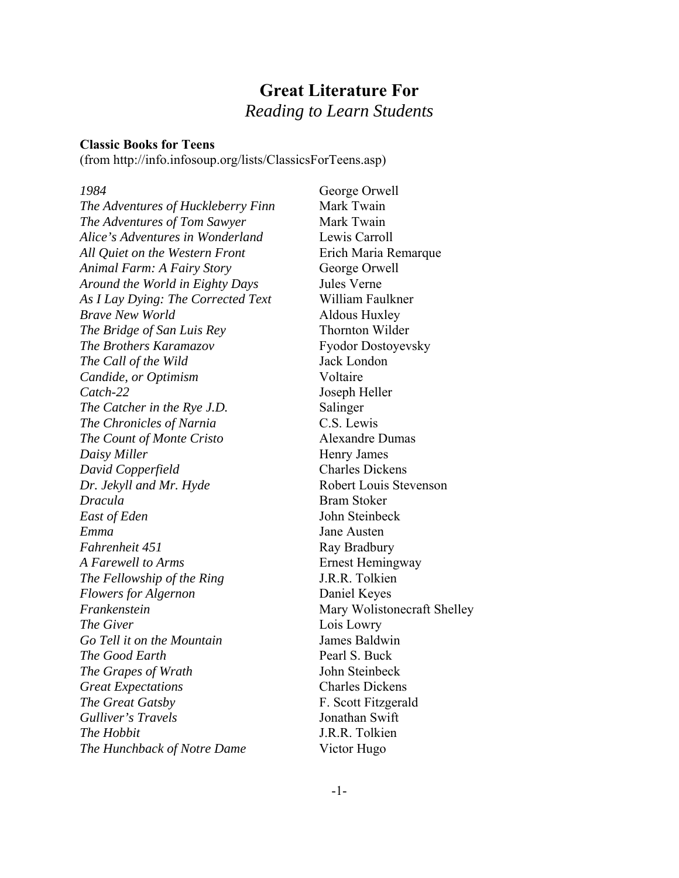# **Great Literature For**
## *Reading to Learn Students*

**Classic Books for Teens**
(from http://info.infosoup.org/lists/ClassicsForTeens.asp)

| Title | Author |
|---|---|
| *1984* | George Orwell |
| *The Adventures of Huckleberry Finn* | Mark Twain |
| *The Adventures of Tom Sawyer* | Mark Twain |
| *Alice's Adventures in Wonderland* | Lewis Carroll |
| *All Quiet on the Western Front* | Erich Maria Remarque |
| *Animal Farm: A Fairy Story* | George Orwell |
| *Around the World in Eighty Days* | Jules Verne |
| *As I Lay Dying: The Corrected Text* | William Faulkner |
| *Brave New World* | Aldous Huxley |
| *The Bridge of San Luis Rey* | Thornton Wilder |
| *The Brothers Karamazov* | Fyodor Dostoyevsky |
| *The Call of the Wild* | Jack London |
| *Candide, or Optimism* | Voltaire |
| *Catch-22* | Joseph Heller |
| *The Catcher in the Rye J.D.* | Salinger |
| *The Chronicles of Narnia* | C.S. Lewis |
| *The Count of Monte Cristo* | Alexandre Dumas |
| *Daisy Miller* | Henry James |
| *David Copperfield* | Charles Dickens |
| *Dr. Jekyll and Mr. Hyde* | Robert Louis Stevenson |
| *Dracula* | Bram Stoker |
| *East of Eden* | John Steinbeck |
| *Emma* | Jane Austen |
| *Fahrenheit 451* | Ray Bradbury |
| *A Farewell to Arms* | Ernest Hemingway |
| *The Fellowship of the Ring* | J.R.R. Tolkien |
| *Flowers for Algernon* | Daniel Keyes |
| *Frankenstein* | Mary Wolistonecraft Shelley |
| *The Giver* | Lois Lowry |
| *Go Tell it on the Mountain* | James Baldwin |
| *The Good Earth* | Pearl S. Buck |
| *The Grapes of Wrath* | John Steinbeck |
| *Great Expectations* | Charles Dickens |
| *The Great Gatsby* | F. Scott Fitzgerald |
| *Gulliver's Travels* | Jonathan Swift |
| *The Hobbit* | J.R.R. Tolkien |
| *The Hunchback of Notre Dame* | Victor Hugo |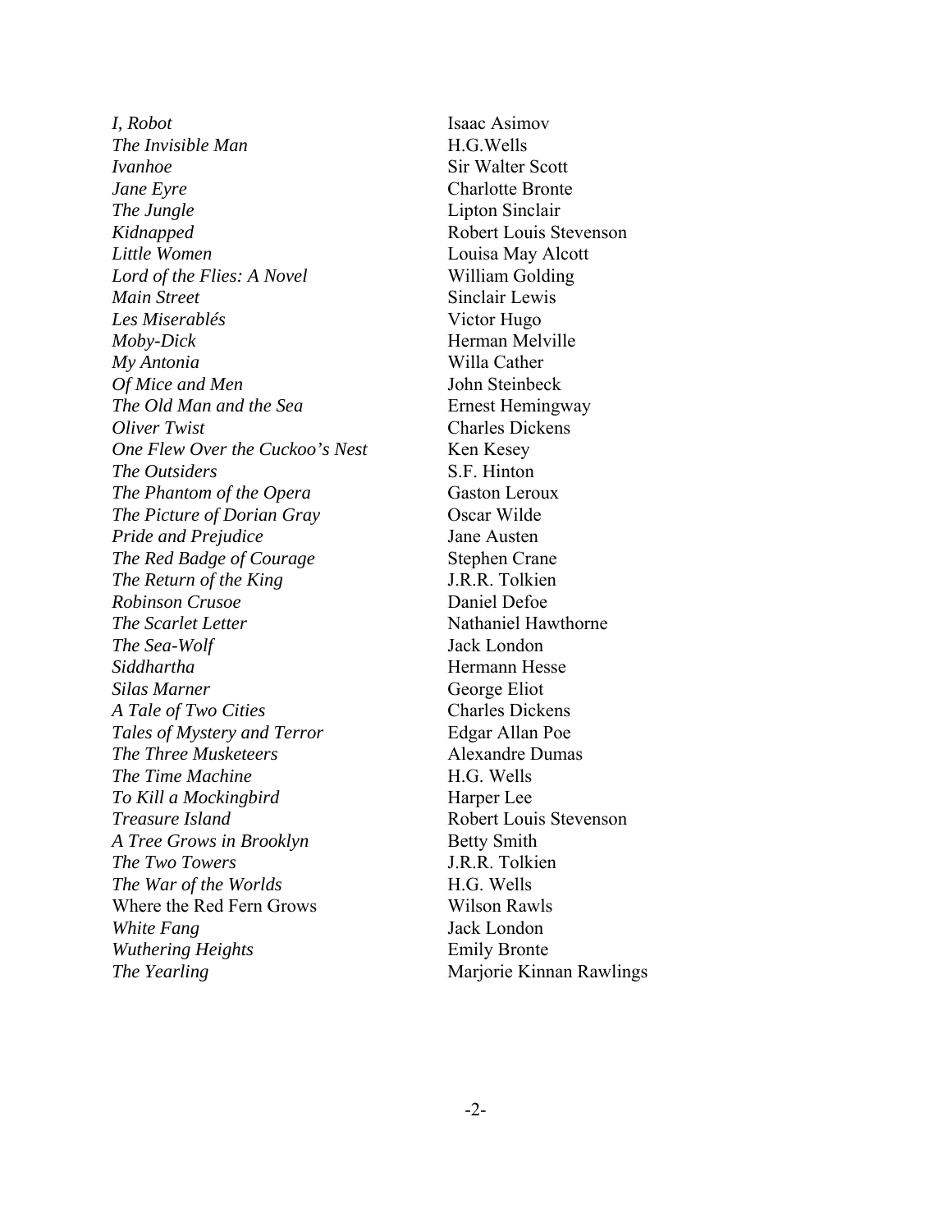| | |
|---|---|
| *I, Robot* | Isaac Asimov |
| *The Invisible Man* | H.G.Wells |
| *Ivanhoe* | Sir Walter Scott |
| *Jane Eyre* | Charlotte Bronte |
| *The Jungle* | Lipton Sinclair |
| *Kidnapped* | Robert Louis Stevenson |
| *Little Women* | Louisa May Alcott |
| *Lord of the Flies: A Novel* | William Golding |
| *Main Street* | Sinclair Lewis |
| *Les Miserablés* | Victor Hugo |
| *Moby-Dick* | Herman Melville |
| *My Antonia* | Willa Cather |
| *Of Mice and Men* | John Steinbeck |
| *The Old Man and the Sea* | Ernest Hemingway |
| *Oliver Twist* | Charles Dickens |
| *One Flew Over the Cuckoo's Nest* | Ken Kesey |
| *The Outsiders* | S.F. Hinton |
| *The Phantom of the Opera* | Gaston Leroux |
| *The Picture of Dorian Gray* | Oscar Wilde |
| *Pride and Prejudice* | Jane Austen |
| *The Red Badge of Courage* | Stephen Crane |
| *The Return of the King* | J.R.R. Tolkien |
| *Robinson Crusoe* | Daniel Defoe |
| *The Scarlet Letter* | Nathaniel Hawthorne |
| *The Sea-Wolf* | Jack London |
| *Siddhartha* | Hermann Hesse |
| *Silas Marner* | George Eliot |
| *A Tale of Two Cities* | Charles Dickens |
| *Tales of Mystery and Terror* | Edgar Allan Poe |
| *The Three Musketeers* | Alexandre Dumas |
| *The Time Machine* | H.G. Wells |
| *To Kill a Mockingbird* | Harper Lee |
| *Treasure Island* | Robert Louis Stevenson |
| *A Tree Grows in Brooklyn* | Betty Smith |
| *The Two Towers* | J.R.R. Tolkien |
| *The War of the Worlds* | H.G. Wells |
| Where the Red Fern Grows | Wilson Rawls |
| *White Fang* | Jack London |
| *Wuthering Heights* | Emily Bronte |
| *The Yearling* | Marjorie Kinnan Rawlings |